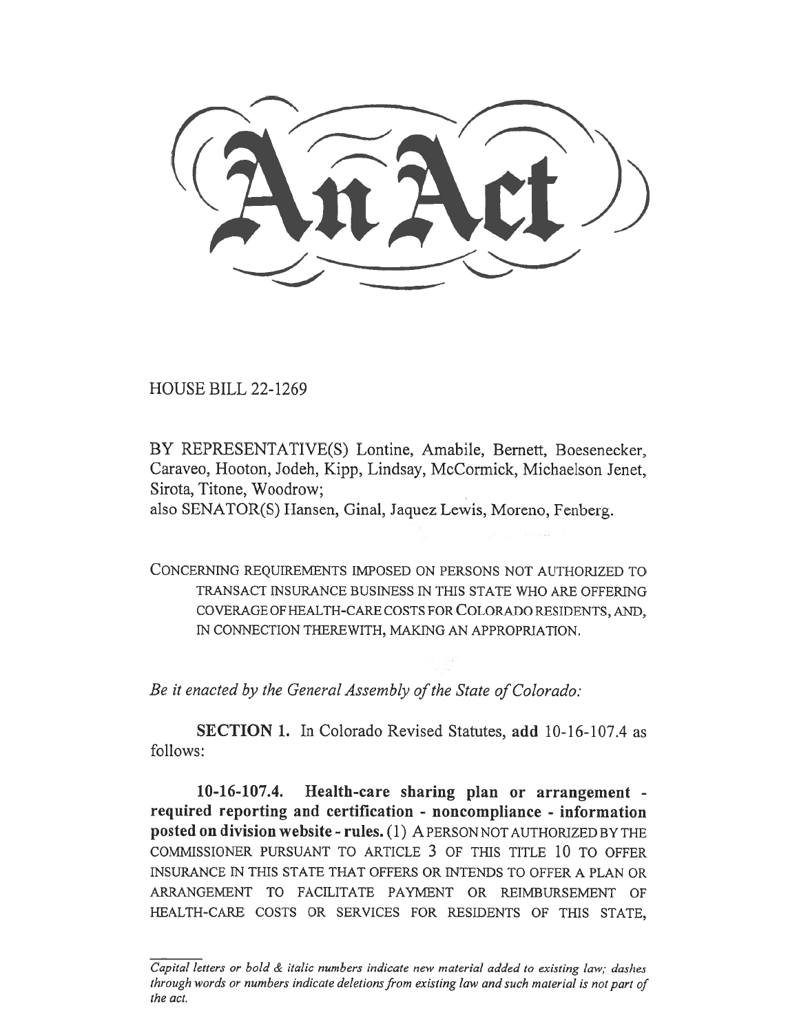# An Act

HOUSE BILL 22-1269

BY REPRESENTATIVE(S) Lontine, Amabile, Bernett, Boesenecker, Caraveo, Hooton, Jodeh, Kipp, Lindsay, McCormick, Michaelson Jenet, Sirota, Titone, Woodrow;
also SENATOR(S) Hansen, Ginal, Jaquez Lewis, Moreno, Fenberg.

CONCERNING REQUIREMENTS IMPOSED ON PERSONS NOT AUTHORIZED TO TRANSACT INSURANCE BUSINESS IN THIS STATE WHO ARE OFFERING COVERAGE OF HEALTH-CARE COSTS FOR COLORADO RESIDENTS, AND, IN CONNECTION THEREWITH, MAKING AN APPROPRIATION.

*Be it enacted by the General Assembly of the State of Colorado:*

**SECTION 1.** In Colorado Revised Statutes, **add** 10-16-107.4 as follows:

**10-16-107.4. Health-care sharing plan or arrangement - required reporting and certification - noncompliance - information posted on division website - rules.** (1) A PERSON NOT AUTHORIZED BY THE COMMISSIONER PURSUANT TO ARTICLE 3 OF THIS TITLE 10 TO OFFER INSURANCE IN THIS STATE THAT OFFERS OR INTENDS TO OFFER A PLAN OR ARRANGEMENT TO FACILITATE PAYMENT OR REIMBURSEMENT OF HEALTH-CARE COSTS OR SERVICES FOR RESIDENTS OF THIS STATE,

*Capital letters or bold & italic numbers indicate new material added to existing law; dashes through words or numbers indicate deletions from existing law and such material is not part of the act.*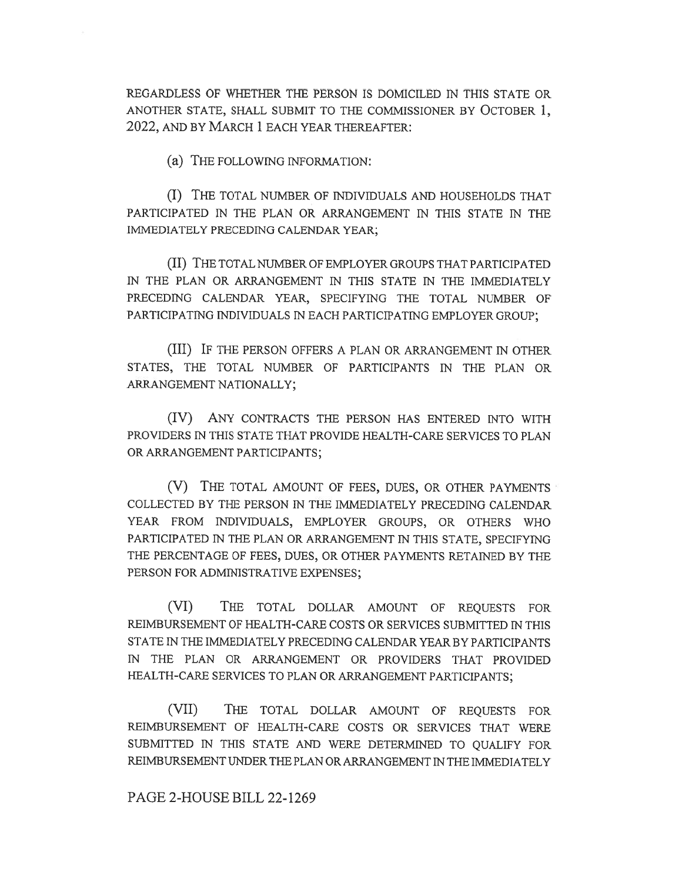REGARDLESS OF WHETHER THE PERSON IS DOMICILED IN THIS STATE OR ANOTHER STATE, SHALL SUBMIT TO THE COMMISSIONER BY OCTOBER 1, 2022, AND BY MARCH 1 EACH YEAR THEREAFTER:

(a) THE FOLLOWING INFORMATION:

(I) THE TOTAL NUMBER OF INDIVIDUALS AND HOUSEHOLDS THAT PARTICIPATED IN THE PLAN OR ARRANGEMENT IN THIS STATE IN THE IMMEDIATELY PRECEDING CALENDAR YEAR;

(II) THE TOTAL NUMBER OF EMPLOYER GROUPS THAT PARTICIPATED IN THE PLAN OR ARRANGEMENT IN THIS STATE IN THE IMMEDIATELY PRECEDING CALENDAR YEAR, SPECIFYING THE TOTAL NUMBER OF PARTICIPATING INDIVIDUALS IN EACH PARTICIPATING EMPLOYER GROUP;

(III) IF THE PERSON OFFERS A PLAN OR ARRANGEMENT IN OTHER STATES, THE TOTAL NUMBER OF PARTICIPANTS IN THE PLAN OR ARRANGEMENT NATIONALLY;

(IV) ANY CONTRACTS THE PERSON HAS ENTERED INTO WITH PROVIDERS IN THIS STATE THAT PROVIDE HEALTH-CARE SERVICES TO PLAN OR ARRANGEMENT PARTICIPANTS;

(V) THE TOTAL AMOUNT OF FEES, DUES, OR OTHER PAYMENTS COLLECTED BY THE PERSON IN THE IMMEDIATELY PRECEDING CALENDAR YEAR FROM INDIVIDUALS, EMPLOYER GROUPS, OR OTHERS WHO PARTICIPATED IN THE PLAN OR ARRANGEMENT IN THIS STATE, SPECIFYING THE PERCENTAGE OF FEES, DUES, OR OTHER PAYMENTS RETAINED BY THE PERSON FOR ADMINISTRATIVE EXPENSES;

(VI) THE TOTAL DOLLAR AMOUNT OF REQUESTS FOR REIMBURSEMENT OF HEALTH-CARE COSTS OR SERVICES SUBMITTED IN THIS STATE IN THE IMMEDIATELY PRECEDING CALENDAR YEAR BY PARTICIPANTS IN THE PLAN OR ARRANGEMENT OR PROVIDERS THAT PROVIDED HEALTH-CARE SERVICES TO PLAN OR ARRANGEMENT PARTICIPANTS;

(VII) THE TOTAL DOLLAR AMOUNT OF REQUESTS FOR REIMBURSEMENT OF HEALTH-CARE COSTS OR SERVICES THAT WERE SUBMITTED IN THIS STATE AND WERE DETERMINED TO QUALIFY FOR REIMBURSEMENT UNDER THE PLAN OR ARRANGEMENT IN THE IMMEDIATELY

PAGE 2-HOUSE BILL 22-1269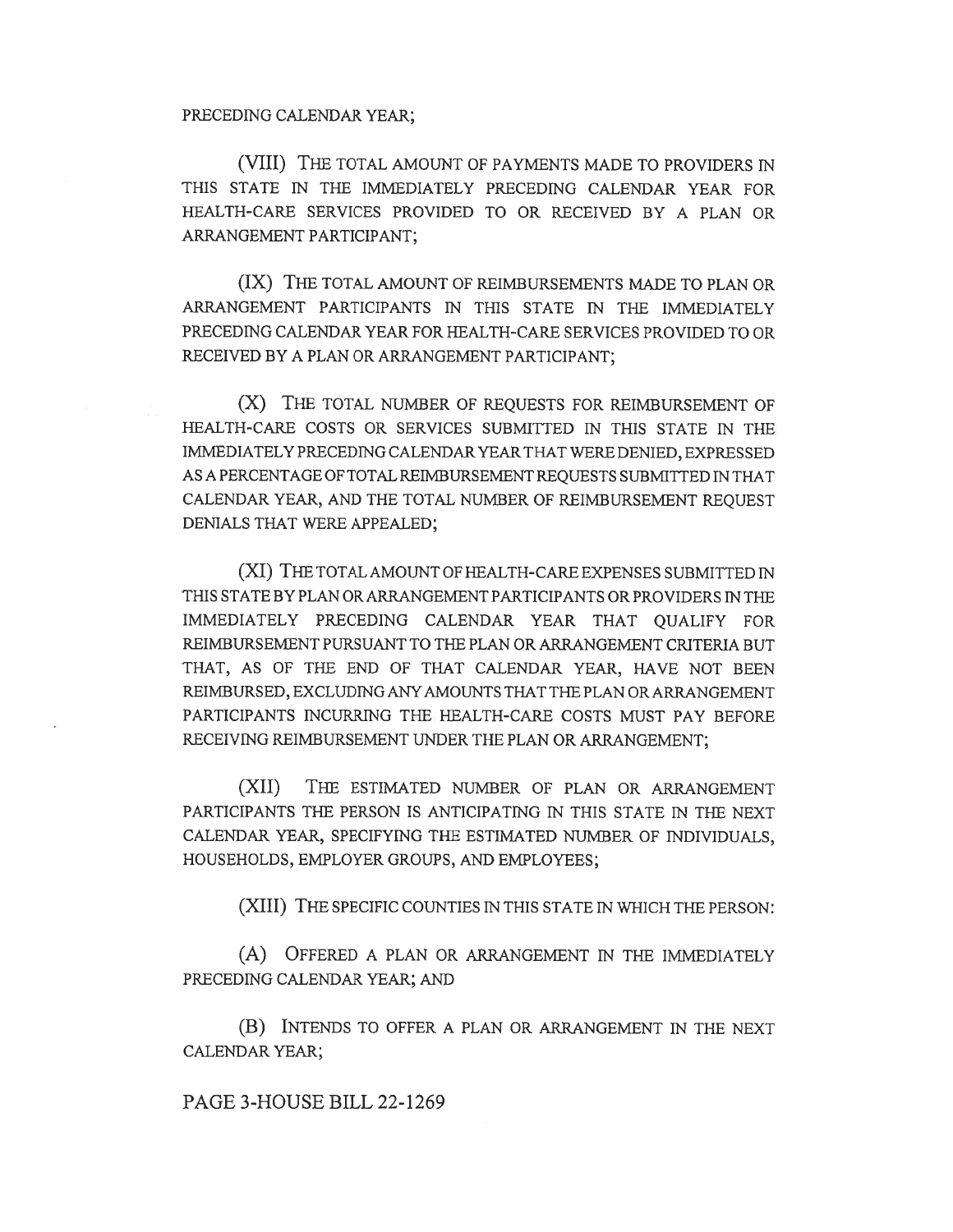PRECEDING CALENDAR YEAR;

(VIII) THE TOTAL AMOUNT OF PAYMENTS MADE TO PROVIDERS IN THIS STATE IN THE IMMEDIATELY PRECEDING CALENDAR YEAR FOR HEALTH-CARE SERVICES PROVIDED TO OR RECEIVED BY A PLAN OR ARRANGEMENT PARTICIPANT;

(IX) THE TOTAL AMOUNT OF REIMBURSEMENTS MADE TO PLAN OR ARRANGEMENT PARTICIPANTS IN THIS STATE IN THE IMMEDIATELY PRECEDING CALENDAR YEAR FOR HEALTH-CARE SERVICES PROVIDED TO OR RECEIVED BY A PLAN OR ARRANGEMENT PARTICIPANT;

(X) THE TOTAL NUMBER OF REQUESTS FOR REIMBURSEMENT OF HEALTH-CARE COSTS OR SERVICES SUBMITTED IN THIS STATE IN THE IMMEDIATELY PRECEDING CALENDAR YEAR THAT WERE DENIED, EXPRESSED AS A PERCENTAGE OF TOTAL REIMBURSEMENT REQUESTS SUBMITTED IN THAT CALENDAR YEAR, AND THE TOTAL NUMBER OF REIMBURSEMENT REQUEST DENIALS THAT WERE APPEALED;

(XI) THE TOTAL AMOUNT OF HEALTH-CARE EXPENSES SUBMITTED IN THIS STATE BY PLAN OR ARRANGEMENT PARTICIPANTS OR PROVIDERS IN THE IMMEDIATELY PRECEDING CALENDAR YEAR THAT QUALIFY FOR REIMBURSEMENT PURSUANT TO THE PLAN OR ARRANGEMENT CRITERIA BUT THAT, AS OF THE END OF THAT CALENDAR YEAR, HAVE NOT BEEN REIMBURSED, EXCLUDING ANY AMOUNTS THAT THE PLAN OR ARRANGEMENT PARTICIPANTS INCURRING THE HEALTH-CARE COSTS MUST PAY BEFORE RECEIVING REIMBURSEMENT UNDER THE PLAN OR ARRANGEMENT;

(XII) THE ESTIMATED NUMBER OF PLAN OR ARRANGEMENT PARTICIPANTS THE PERSON IS ANTICIPATING IN THIS STATE IN THE NEXT CALENDAR YEAR, SPECIFYING THE ESTIMATED NUMBER OF INDIVIDUALS, HOUSEHOLDS, EMPLOYER GROUPS, AND EMPLOYEES;

(XIII) THE SPECIFIC COUNTIES IN THIS STATE IN WHICH THE PERSON:

(A) OFFERED A PLAN OR ARRANGEMENT IN THE IMMEDIATELY PRECEDING CALENDAR YEAR; AND

(B) INTENDS TO OFFER A PLAN OR ARRANGEMENT IN THE NEXT CALENDAR YEAR;

PAGE 3-HOUSE BILL 22-1269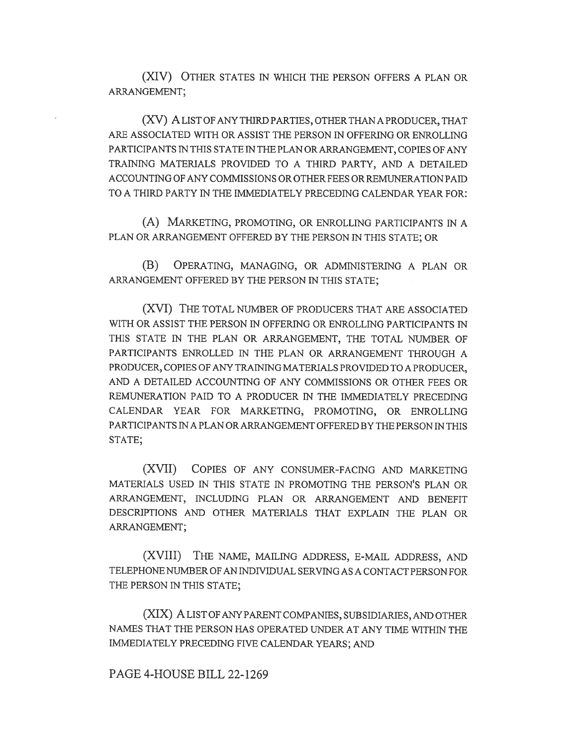(XIV) OTHER STATES IN WHICH THE PERSON OFFERS A PLAN OR ARRANGEMENT;

(XV) A LIST OF ANY THIRD PARTIES, OTHER THAN A PRODUCER, THAT ARE ASSOCIATED WITH OR ASSIST THE PERSON IN OFFERING OR ENROLLING PARTICIPANTS IN THIS STATE IN THE PLAN OR ARRANGEMENT, COPIES OF ANY TRAINING MATERIALS PROVIDED TO A THIRD PARTY, AND A DETAILED ACCOUNTING OF ANY COMMISSIONS OR OTHER FEES OR REMUNERATION PAID TO A THIRD PARTY IN THE IMMEDIATELY PRECEDING CALENDAR YEAR FOR:

(A) MARKETING, PROMOTING, OR ENROLLING PARTICIPANTS IN A PLAN OR ARRANGEMENT OFFERED BY THE PERSON IN THIS STATE; OR

(B) OPERATING, MANAGING, OR ADMINISTERING A PLAN OR ARRANGEMENT OFFERED BY THE PERSON IN THIS STATE;

(XVI) THE TOTAL NUMBER OF PRODUCERS THAT ARE ASSOCIATED WITH OR ASSIST THE PERSON IN OFFERING OR ENROLLING PARTICIPANTS IN THIS STATE IN THE PLAN OR ARRANGEMENT, THE TOTAL NUMBER OF PARTICIPANTS ENROLLED IN THE PLAN OR ARRANGEMENT THROUGH A PRODUCER, COPIES OF ANY TRAINING MATERIALS PROVIDED TO A PRODUCER, AND A DETAILED ACCOUNTING OF ANY COMMISSIONS OR OTHER FEES OR REMUNERATION PAID TO A PRODUCER IN THE IMMEDIATELY PRECEDING CALENDAR YEAR FOR MARKETING, PROMOTING, OR ENROLLING PARTICIPANTS IN A PLAN OR ARRANGEMENT OFFERED BY THE PERSON IN THIS STATE;

(XVII) COPIES OF ANY CONSUMER-FACING AND MARKETING MATERIALS USED IN THIS STATE IN PROMOTING THE PERSON'S PLAN OR ARRANGEMENT, INCLUDING PLAN OR ARRANGEMENT AND BENEFIT DESCRIPTIONS AND OTHER MATERIALS THAT EXPLAIN THE PLAN OR ARRANGEMENT;

(XVIII) THE NAME, MAILING ADDRESS, E-MAIL ADDRESS, AND TELEPHONE NUMBER OF AN INDIVIDUAL SERVING AS A CONTACT PERSON FOR THE PERSON IN THIS STATE;

(XIX) A LIST OF ANY PARENT COMPANIES, SUBSIDIARIES, AND OTHER NAMES THAT THE PERSON HAS OPERATED UNDER AT ANY TIME WITHIN THE IMMEDIATELY PRECEDING FIVE CALENDAR YEARS; AND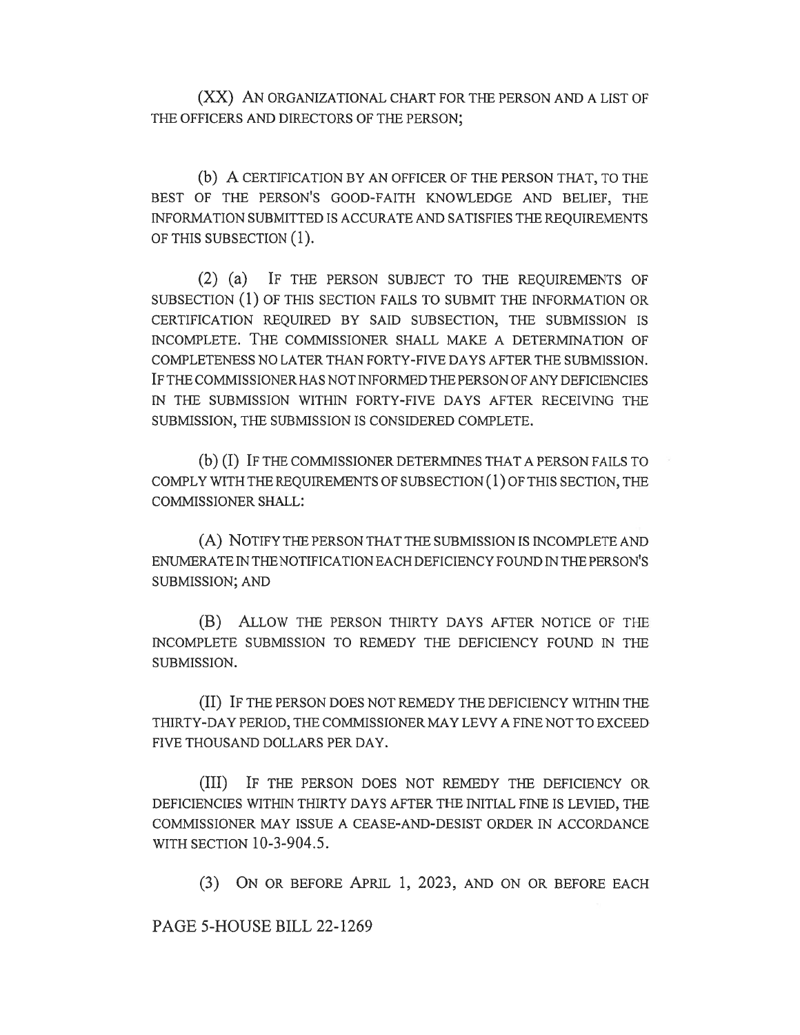(XX) AN ORGANIZATIONAL CHART FOR THE PERSON AND A LIST OF THE OFFICERS AND DIRECTORS OF THE PERSON;

(b) A CERTIFICATION BY AN OFFICER OF THE PERSON THAT, TO THE BEST OF THE PERSON'S GOOD-FAITH KNOWLEDGE AND BELIEF, THE INFORMATION SUBMITTED IS ACCURATE AND SATISFIES THE REQUIREMENTS OF THIS SUBSECTION (1).

(2) (a) IF THE PERSON SUBJECT TO THE REQUIREMENTS OF SUBSECTION (1) OF THIS SECTION FAILS TO SUBMIT THE INFORMATION OR CERTIFICATION REQUIRED BY SAID SUBSECTION, THE SUBMISSION IS INCOMPLETE. THE COMMISSIONER SHALL MAKE A DETERMINATION OF COMPLETENESS NO LATER THAN FORTY-FIVE DAYS AFTER THE SUBMISSION. IF THE COMMISSIONER HAS NOT INFORMED THE PERSON OF ANY DEFICIENCIES IN THE SUBMISSION WITHIN FORTY-FIVE DAYS AFTER RECEIVING THE SUBMISSION, THE SUBMISSION IS CONSIDERED COMPLETE.

(b) (I) IF THE COMMISSIONER DETERMINES THAT A PERSON FAILS TO COMPLY WITH THE REQUIREMENTS OF SUBSECTION (1) OF THIS SECTION, THE COMMISSIONER SHALL:

(A) NOTIFY THE PERSON THAT THE SUBMISSION IS INCOMPLETE AND ENUMERATE IN THE NOTIFICATION EACH DEFICIENCY FOUND IN THE PERSON'S SUBMISSION; AND

(B) ALLOW THE PERSON THIRTY DAYS AFTER NOTICE OF THE INCOMPLETE SUBMISSION TO REMEDY THE DEFICIENCY FOUND IN THE SUBMISSION.

(II) IF THE PERSON DOES NOT REMEDY THE DEFICIENCY WITHIN THE THIRTY-DAY PERIOD, THE COMMISSIONER MAY LEVY A FINE NOT TO EXCEED FIVE THOUSAND DOLLARS PER DAY.

(III) IF THE PERSON DOES NOT REMEDY THE DEFICIENCY OR DEFICIENCIES WITHIN THIRTY DAYS AFTER THE INITIAL FINE IS LEVIED, THE COMMISSIONER MAY ISSUE A CEASE-AND-DESIST ORDER IN ACCORDANCE WITH SECTION 10-3-904.5.

(3) ON OR BEFORE APRIL 1, 2023, AND ON OR BEFORE EACH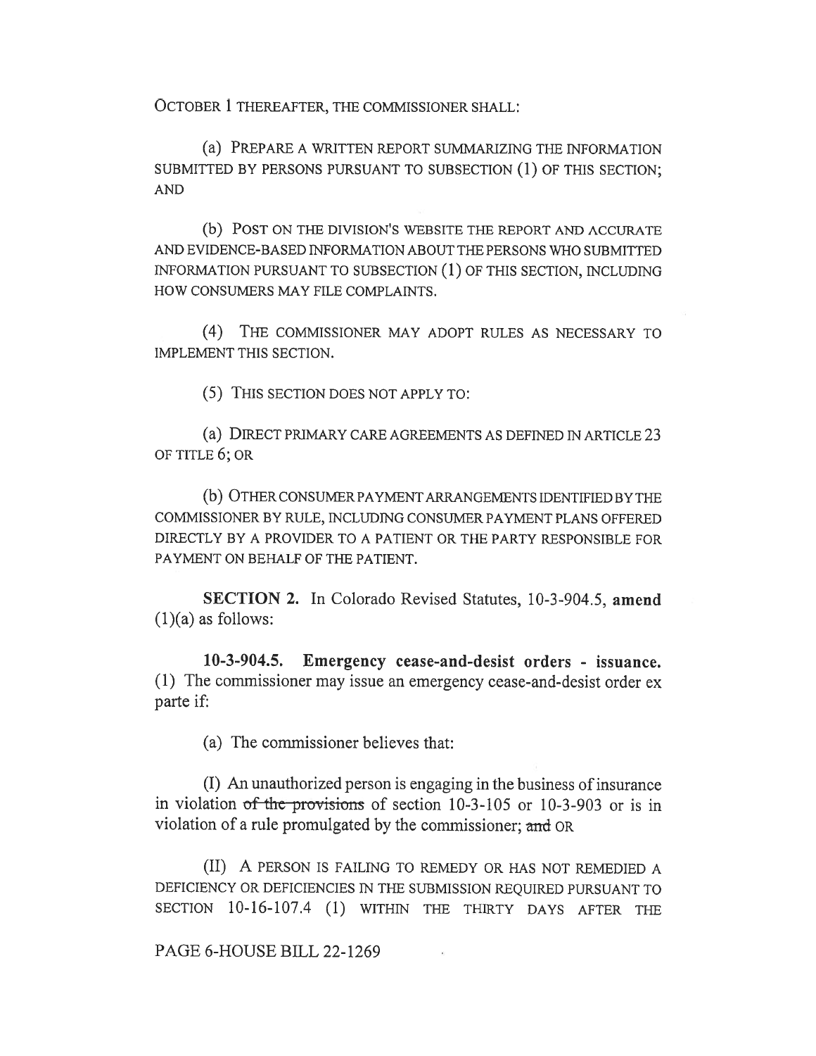OCTOBER 1 THEREAFTER, THE COMMISSIONER SHALL:

(a) PREPARE A WRITTEN REPORT SUMMARIZING THE INFORMATION SUBMITTED BY PERSONS PURSUANT TO SUBSECTION (1) OF THIS SECTION; AND

(b) POST ON THE DIVISION'S WEBSITE THE REPORT AND ACCURATE AND EVIDENCE-BASED INFORMATION ABOUT THE PERSONS WHO SUBMITTED INFORMATION PURSUANT TO SUBSECTION (1) OF THIS SECTION, INCLUDING HOW CONSUMERS MAY FILE COMPLAINTS.

(4) THE COMMISSIONER MAY ADOPT RULES AS NECESSARY TO IMPLEMENT THIS SECTION.

(5) THIS SECTION DOES NOT APPLY TO:

(a) DIRECT PRIMARY CARE AGREEMENTS AS DEFINED IN ARTICLE 23 OF TITLE 6; OR

(b) OTHER CONSUMER PAYMENT ARRANGEMENTS IDENTIFIED BY THE COMMISSIONER BY RULE, INCLUDING CONSUMER PAYMENT PLANS OFFERED DIRECTLY BY A PROVIDER TO A PATIENT OR THE PARTY RESPONSIBLE FOR PAYMENT ON BEHALF OF THE PATIENT.

**SECTION 2.** In Colorado Revised Statutes, 10-3-904.5, **amend** (1)(a) as follows:

**10-3-904.5. Emergency cease-and-desist orders - issuance.** (1) The commissioner may issue an emergency cease-and-desist order ex parte if:

(a) The commissioner believes that:

(I) An unauthorized person is engaging in the business of insurance in violation ~~of the provisions~~ of section 10-3-105 or 10-3-903 or is in violation of a rule promulgated by the commissioner; ~~and~~ OR

(II) A PERSON IS FAILING TO REMEDY OR HAS NOT REMEDIED A DEFICIENCY OR DEFICIENCIES IN THE SUBMISSION REQUIRED PURSUANT TO SECTION 10-16-107.4 (1) WITHIN THE THIRTY DAYS AFTER THE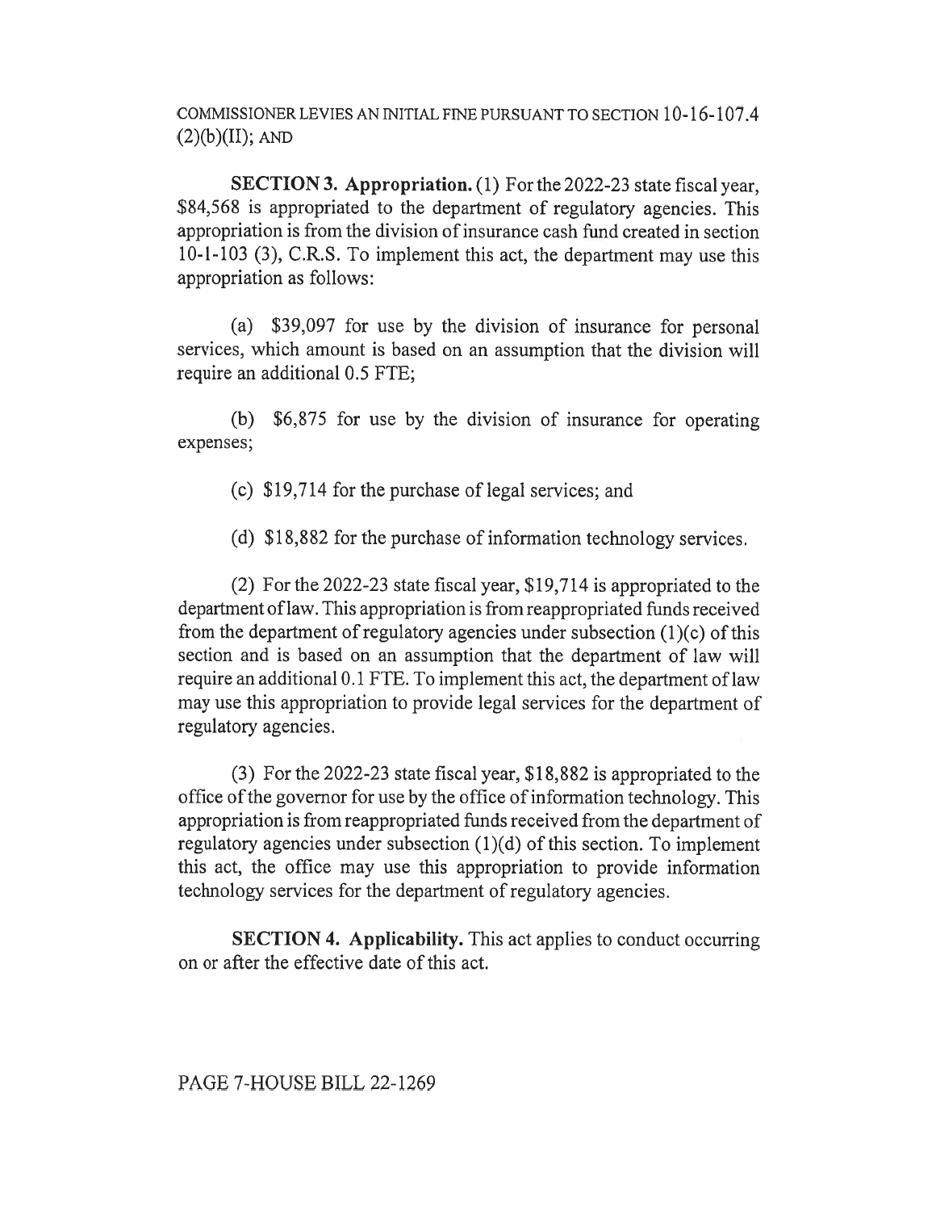COMMISSIONER LEVIES AN INITIAL FINE PURSUANT TO SECTION 10-16-107.4 (2)(b)(II); AND

**SECTION 3. Appropriation.** (1) For the 2022-23 state fiscal year, $84,568 is appropriated to the department of regulatory agencies. This appropriation is from the division of insurance cash fund created in section 10-1-103 (3), C.R.S. To implement this act, the department may use this appropriation as follows:

(a) $39,097 for use by the division of insurance for personal services, which amount is based on an assumption that the division will require an additional 0.5 FTE;

(b) $6,875 for use by the division of insurance for operating expenses;

(c) $19,714 for the purchase of legal services; and

(d) $18,882 for the purchase of information technology services.

(2) For the 2022-23 state fiscal year, $19,714 is appropriated to the department of law. This appropriation is from reappropriated funds received from the department of regulatory agencies under subsection (1)(c) of this section and is based on an assumption that the department of law will require an additional 0.1 FTE. To implement this act, the department of law may use this appropriation to provide legal services for the department of regulatory agencies.

(3) For the 2022-23 state fiscal year, $18,882 is appropriated to the office of the governor for use by the office of information technology. This appropriation is from reappropriated funds received from the department of regulatory agencies under subsection (1)(d) of this section. To implement this act, the office may use this appropriation to provide information technology services for the department of regulatory agencies.

**SECTION 4. Applicability.** This act applies to conduct occurring on or after the effective date of this act.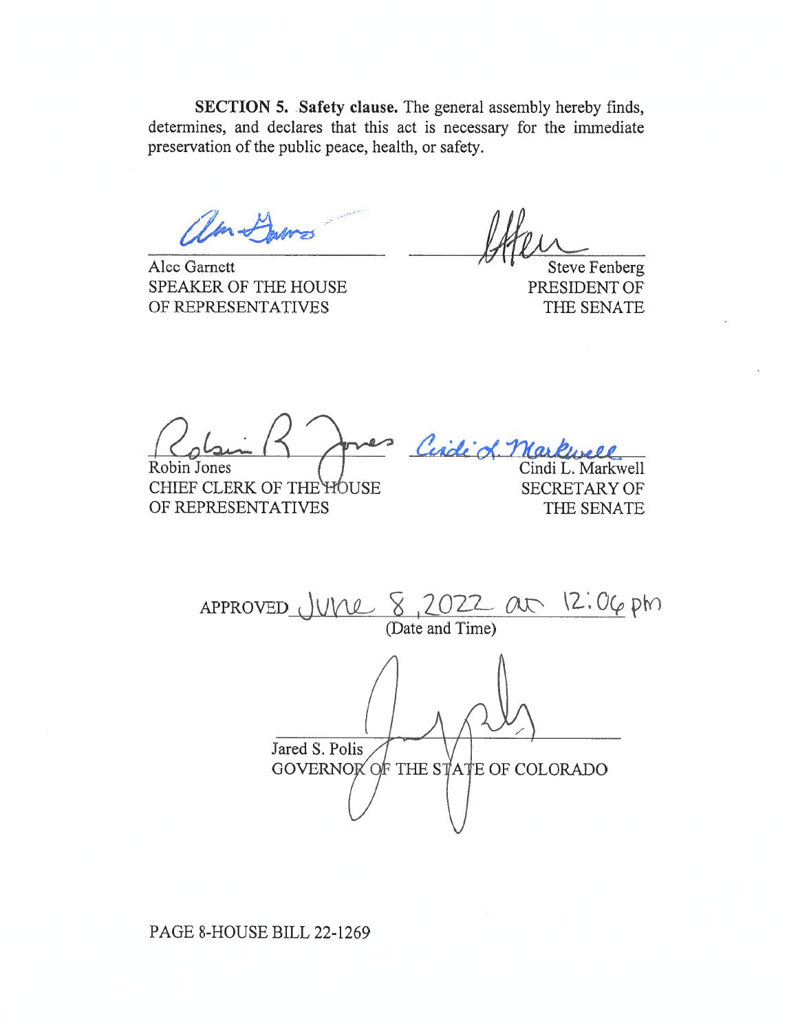**SECTION 5. Safety clause.** The general assembly hereby finds, determines, and declares that this act is necessary for the immediate preservation of the public peace, health, or safety.

Alec Garnett
SPEAKER OF THE HOUSE
OF REPRESENTATIVES

Steve Fenberg
PRESIDENT OF
THE SENATE

Robin Jones
CHIEF CLERK OF THE HOUSE
OF REPRESENTATIVES

Cindi L. Markwell
SECRETARY OF
THE SENATE

APPROVED June 8, 2022 at 12:06 pm
(Date and Time)

Jared S. Polis
GOVERNOR OF THE STATE OF COLORADO

PAGE 8-HOUSE BILL 22-1269